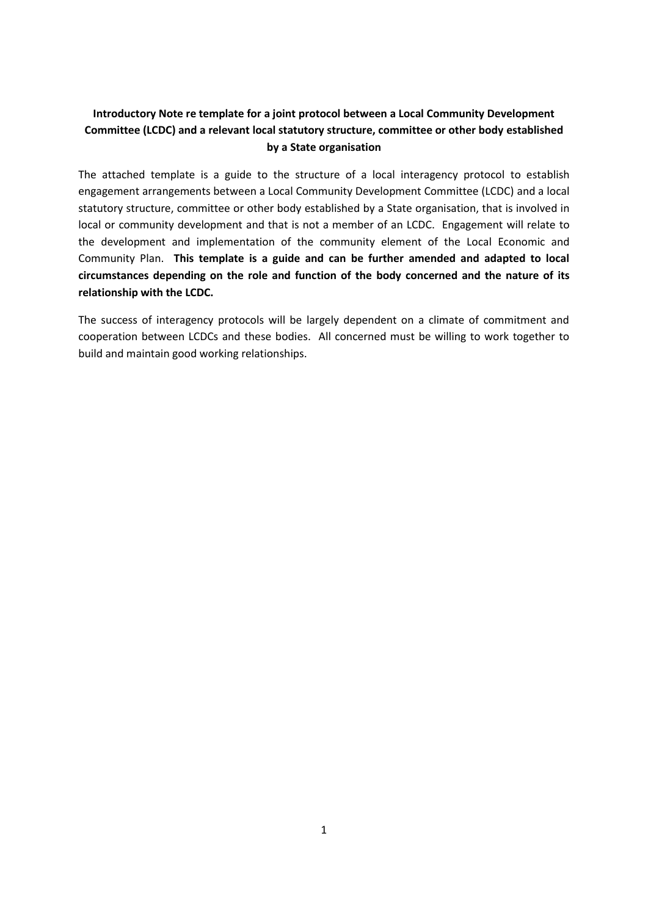**Introductory Note re template for a joint protocol between a Local Community Development Committee (LCDC) and a relevant local statutory structure, committee or other body established by a State organisation**

The attached template is a guide to the structure of a local interagency protocol to establish engagement arrangements between a Local Community Development Committee (LCDC) and a local statutory structure, committee or other body established by a State organisation, that is involved in local or community development and that is not a member of an LCDC. Engagement will relate to the development and implementation of the community element of the Local Economic and Community Plan. **This template is a guide and can be further amended and adapted to local circumstances depending on the role and function of the body concerned and the nature of its relationship with the LCDC.**

The success of interagency protocols will be largely dependent on a climate of commitment and cooperation between LCDCs and these bodies. All concerned must be willing to work together to build and maintain good working relationships.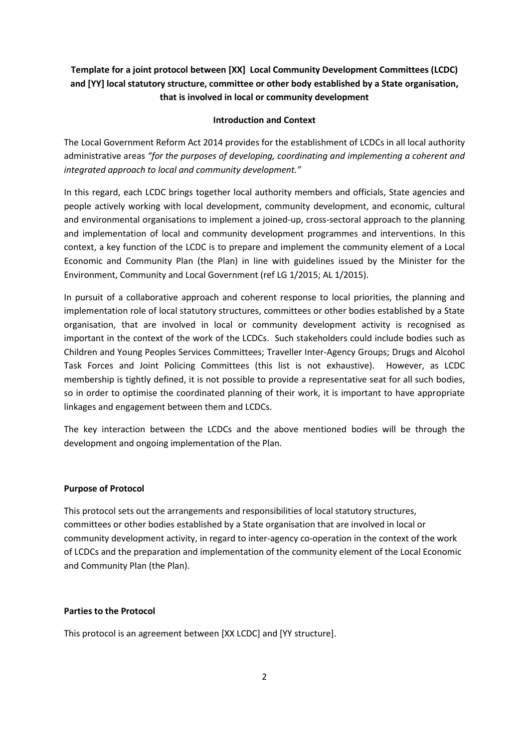**Template for a joint protocol between [XX] Local Community Development Committees (LCDC) and [YY] local statutory structure, committee or other body established by a State organisation, that is involved in local or community development**

**Introduction and Context**

The Local Government Reform Act 2014 provides for the establishment of LCDCs in all local authority administrative areas *"for the purposes of developing, coordinating and implementing a coherent and integrated approach to local and community development."*

In this regard, each LCDC brings together local authority members and officials, State agencies and people actively working with local development, community development, and economic, cultural and environmental organisations to implement a joined-up, cross-sectoral approach to the planning and implementation of local and community development programmes and interventions. In this context, a key function of the LCDC is to prepare and implement the community element of a Local Economic and Community Plan (the Plan) in line with guidelines issued by the Minister for the Environment, Community and Local Government (ref LG 1/2015; AL 1/2015).

In pursuit of a collaborative approach and coherent response to local priorities, the planning and implementation role of local statutory structures, committees or other bodies established by a State organisation, that are involved in local or community development activity is recognised as important in the context of the work of the LCDCs. Such stakeholders could include bodies such as Children and Young Peoples Services Committees; Traveller Inter-Agency Groups; Drugs and Alcohol Task Forces and Joint Policing Committees (this list is not exhaustive). However, as LCDC membership is tightly defined, it is not possible to provide a representative seat for all such bodies, so in order to optimise the coordinated planning of their work, it is important to have appropriate linkages and engagement between them and LCDCs.

The key interaction between the LCDCs and the above mentioned bodies will be through the development and ongoing implementation of the Plan.

**Purpose of Protocol**

This protocol sets out the arrangements and responsibilities of local statutory structures, committees or other bodies established by a State organisation that are involved in local or community development activity, in regard to inter-agency co-operation in the context of the work of LCDCs and the preparation and implementation of the community element of the Local Economic and Community Plan (the Plan).

**Parties to the Protocol**

This protocol is an agreement between [XX LCDC] and [YY structure].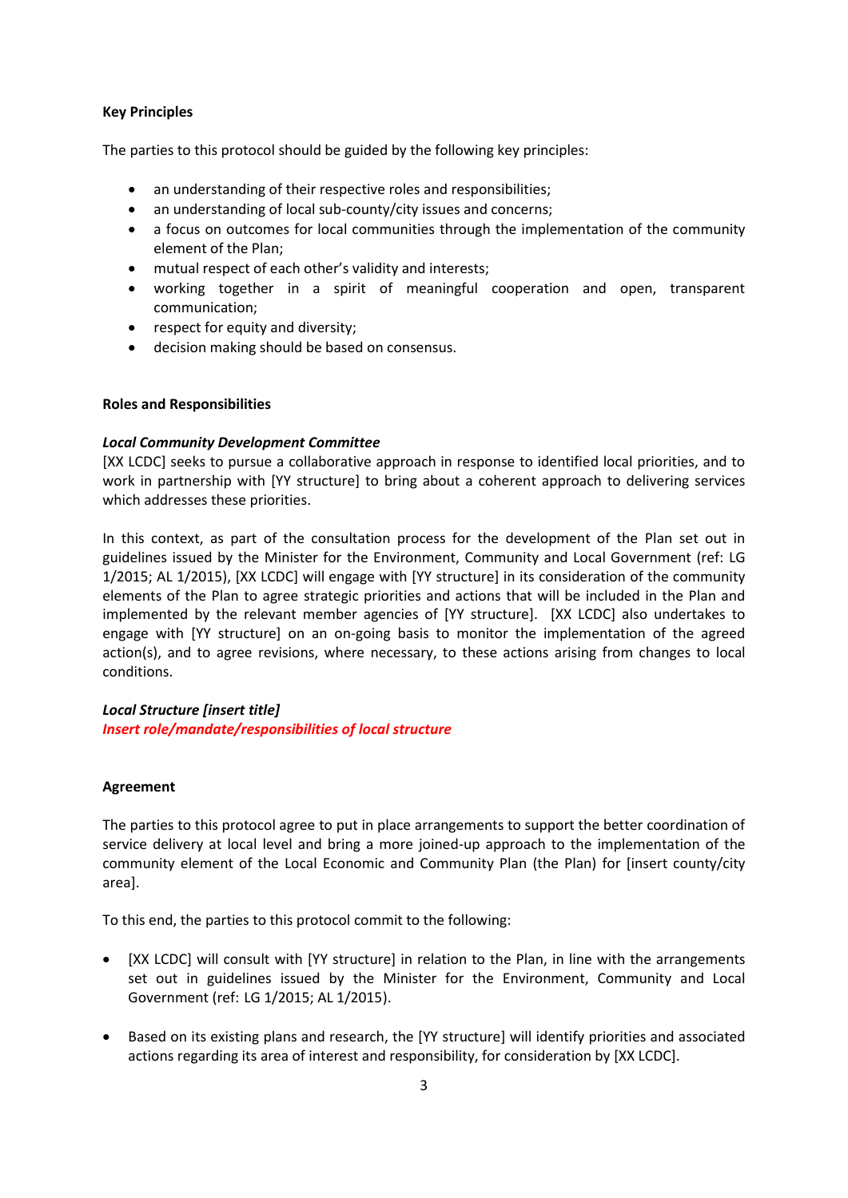**Key Principles**

The parties to this protocol should be guided by the following key principles:

- an understanding of their respective roles and responsibilities;
- an understanding of local sub-county/city issues and concerns;
- a focus on outcomes for local communities through the implementation of the community element of the Plan;
- mutual respect of each other's validity and interests;
- working together in a spirit of meaningful cooperation and open, transparent communication;
- respect for equity and diversity;
- decision making should be based on consensus.

**Roles and Responsibilities**

***Local Community Development Committee***

[XX LCDC] seeks to pursue a collaborative approach in response to identified local priorities, and to work in partnership with [YY structure] to bring about a coherent approach to delivering services which addresses these priorities.

In this context, as part of the consultation process for the development of the Plan set out in guidelines issued by the Minister for the Environment, Community and Local Government (ref: LG 1/2015; AL 1/2015), [XX LCDC] will engage with [YY structure] in its consideration of the community elements of the Plan to agree strategic priorities and actions that will be included in the Plan and implemented by the relevant member agencies of [YY structure]. [XX LCDC] also undertakes to engage with [YY structure] on an on-going basis to monitor the implementation of the agreed action(s), and to agree revisions, where necessary, to these actions arising from changes to local conditions.

***Local Structure [insert title]***

***Insert role/mandate/responsibilities of local structure***

**Agreement**

The parties to this protocol agree to put in place arrangements to support the better coordination of service delivery at local level and bring a more joined-up approach to the implementation of the community element of the Local Economic and Community Plan (the Plan) for [insert county/city area].

To this end, the parties to this protocol commit to the following:

- [XX LCDC] will consult with [YY structure] in relation to the Plan, in line with the arrangements set out in guidelines issued by the Minister for the Environment, Community and Local Government (ref: LG 1/2015; AL 1/2015).

- Based on its existing plans and research, the [YY structure] will identify priorities and associated actions regarding its area of interest and responsibility, for consideration by [XX LCDC].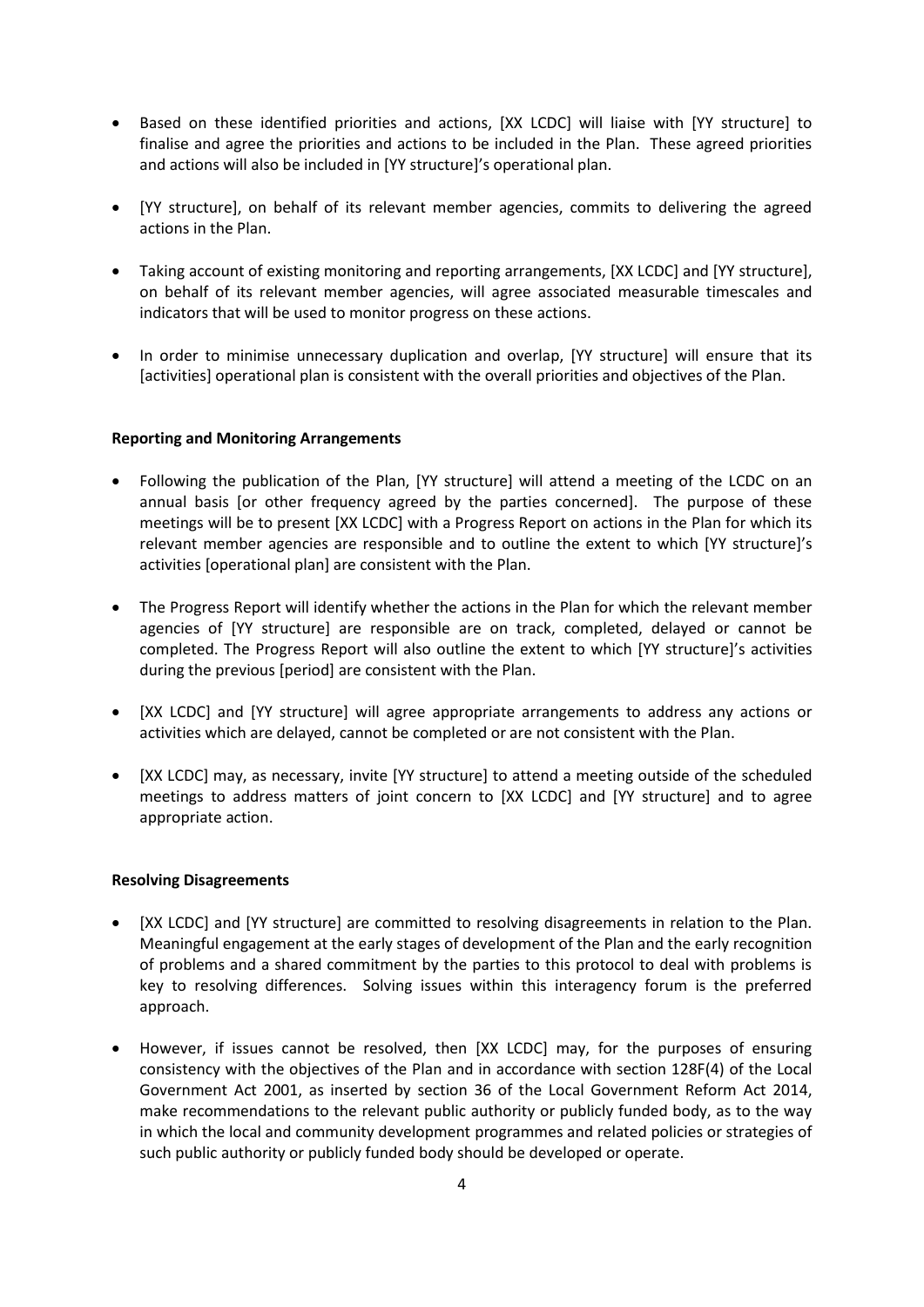- Based on these identified priorities and actions, [XX LCDC] will liaise with [YY structure] to finalise and agree the priorities and actions to be included in the Plan. These agreed priorities and actions will also be included in [YY structure]'s operational plan.

- [YY structure], on behalf of its relevant member agencies, commits to delivering the agreed actions in the Plan.

- Taking account of existing monitoring and reporting arrangements, [XX LCDC] and [YY structure], on behalf of its relevant member agencies, will agree associated measurable timescales and indicators that will be used to monitor progress on these actions.

- In order to minimise unnecessary duplication and overlap, [YY structure] will ensure that its [activities] operational plan is consistent with the overall priorities and objectives of the Plan.

**Reporting and Monitoring Arrangements**

- Following the publication of the Plan, [YY structure] will attend a meeting of the LCDC on an annual basis [or other frequency agreed by the parties concerned]. The purpose of these meetings will be to present [XX LCDC] with a Progress Report on actions in the Plan for which its relevant member agencies are responsible and to outline the extent to which [YY structure]'s activities [operational plan] are consistent with the Plan.

- The Progress Report will identify whether the actions in the Plan for which the relevant member agencies of [YY structure] are responsible are on track, completed, delayed or cannot be completed. The Progress Report will also outline the extent to which [YY structure]'s activities during the previous [period] are consistent with the Plan.

- [XX LCDC] and [YY structure] will agree appropriate arrangements to address any actions or activities which are delayed, cannot be completed or are not consistent with the Plan.

- [XX LCDC] may, as necessary, invite [YY structure] to attend a meeting outside of the scheduled meetings to address matters of joint concern to [XX LCDC] and [YY structure] and to agree appropriate action.

**Resolving Disagreements**

- [XX LCDC] and [YY structure] are committed to resolving disagreements in relation to the Plan. Meaningful engagement at the early stages of development of the Plan and the early recognition of problems and a shared commitment by the parties to this protocol to deal with problems is key to resolving differences. Solving issues within this interagency forum is the preferred approach.

- However, if issues cannot be resolved, then [XX LCDC] may, for the purposes of ensuring consistency with the objectives of the Plan and in accordance with section 128F(4) of the Local Government Act 2001, as inserted by section 36 of the Local Government Reform Act 2014, make recommendations to the relevant public authority or publicly funded body, as to the way in which the local and community development programmes and related policies or strategies of such public authority or publicly funded body should be developed or operate.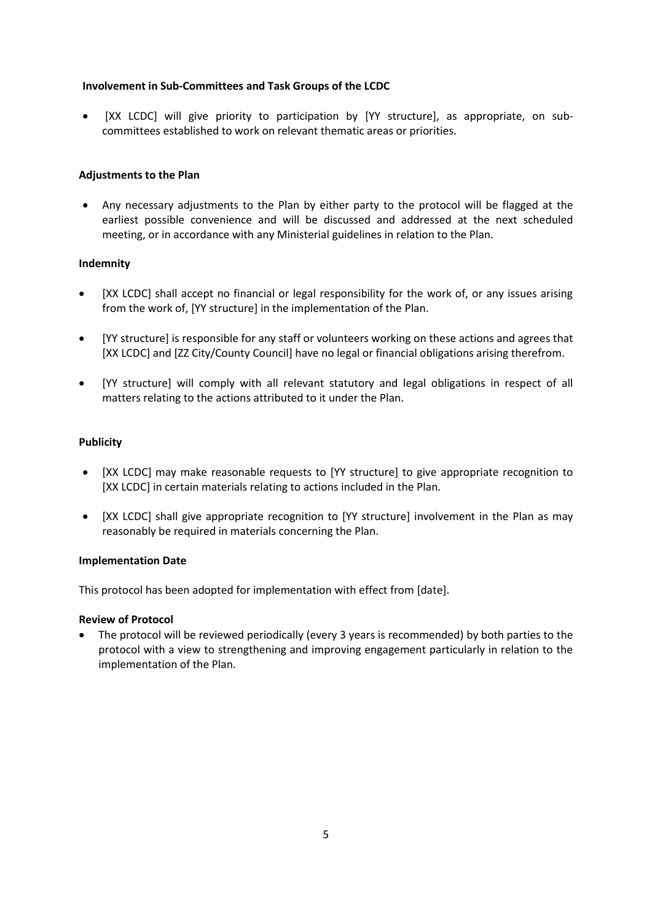**Involvement in Sub-Committees and Task Groups of the LCDC**

- [XX LCDC] will give priority to participation by [YY structure], as appropriate, on sub-committees established to work on relevant thematic areas or priorities.

**Adjustments to the Plan**

- Any necessary adjustments to the Plan by either party to the protocol will be flagged at the earliest possible convenience and will be discussed and addressed at the next scheduled meeting, or in accordance with any Ministerial guidelines in relation to the Plan.

**Indemnity**

- [XX LCDC] shall accept no financial or legal responsibility for the work of, or any issues arising from the work of, [YY structure] in the implementation of the Plan.

- [YY structure] is responsible for any staff or volunteers working on these actions and agrees that [XX LCDC] and [ZZ City/County Council] have no legal or financial obligations arising therefrom.

- [YY structure] will comply with all relevant statutory and legal obligations in respect of all matters relating to the actions attributed to it under the Plan.

**Publicity**

- [XX LCDC] may make reasonable requests to [YY structure] to give appropriate recognition to [XX LCDC] in certain materials relating to actions included in the Plan.

- [XX LCDC] shall give appropriate recognition to [YY structure] involvement in the Plan as may reasonably be required in materials concerning the Plan.

**Implementation Date**

This protocol has been adopted for implementation with effect from [date].

**Review of Protocol**

- The protocol will be reviewed periodically (every 3 years is recommended) by both parties to the protocol with a view to strengthening and improving engagement particularly in relation to the implementation of the Plan.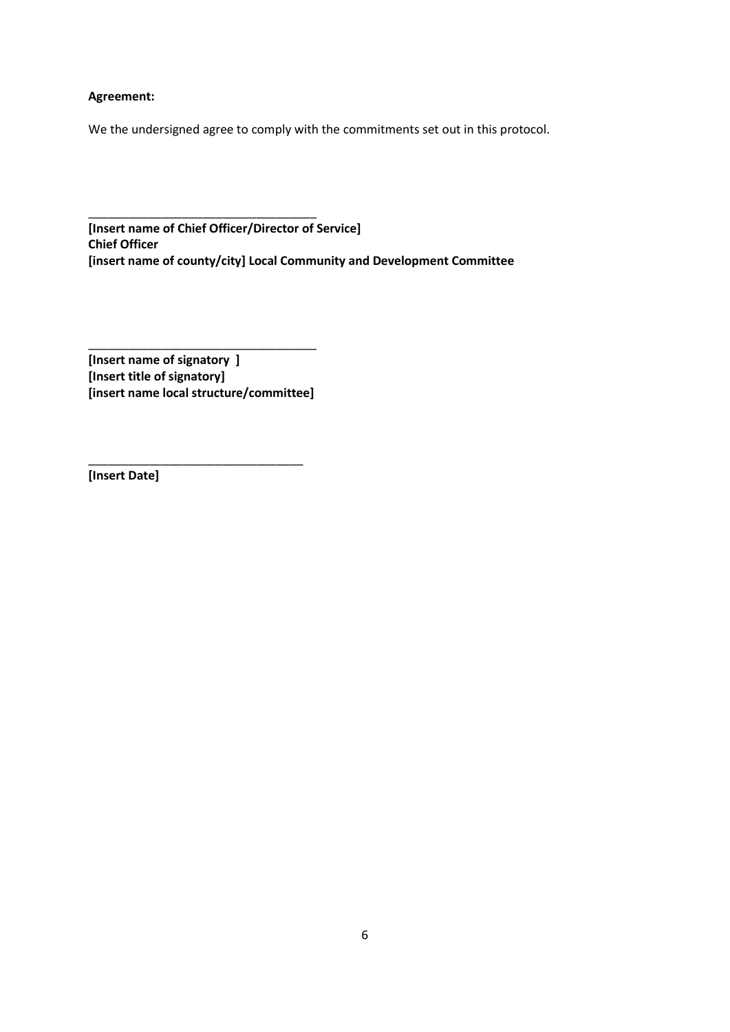**Agreement:**

We the undersigned agree to comply with the commitments set out in this protocol.

_________________________________

**[Insert name of Chief Officer/Director of Service]**
**Chief Officer**
**[insert name of county/city] Local Community and Development Committee**

_________________________________

**[Insert name of signatory ]**
**[Insert title of signatory]**
**[insert name local structure/committee]**

_______________________________

**[Insert Date]**